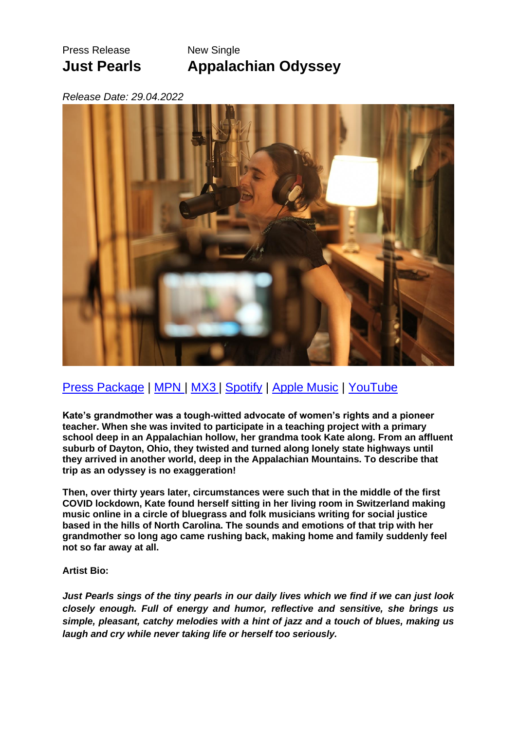Press Release | New Single

# Just Pearls — Appalachian Odyssey

*Release Date: 29.04.2022*

Press Package | MPN | MX3 | Spotify | Apple Music | YouTube

**Kate's grandmother was a tough-witted advocate of women's rights and a pioneer teacher. When she was invited to participate in a teaching project with a primary school deep in an Appalachian hollow, her grandma took Kate along. From an affluent suburb of Dayton, Ohio, they twisted and turned along lonely state highways until they arrived in another world, deep in the Appalachian Mountains. To describe that trip as an odyssey is no exaggeration!**

**Then, over thirty years later, circumstances were such that in the middle of the first COVID lockdown, Kate found herself sitting in her living room in Switzerland making music online in a circle of bluegrass and folk musicians writing for social justice based in the hills of North Carolina. The sounds and emotions of that trip with her grandmother so long ago came rushing back, making home and family suddenly feel not so far away at all.**

**Artist Bio:**

***Just Pearls sings of the tiny pearls in our daily lives which we find if we can just look closely enough. Full of energy and humor, reflective and sensitive, she brings us simple, pleasant, catchy melodies with a hint of jazz and a touch of blues, making us laugh and cry while never taking life or herself too seriously.***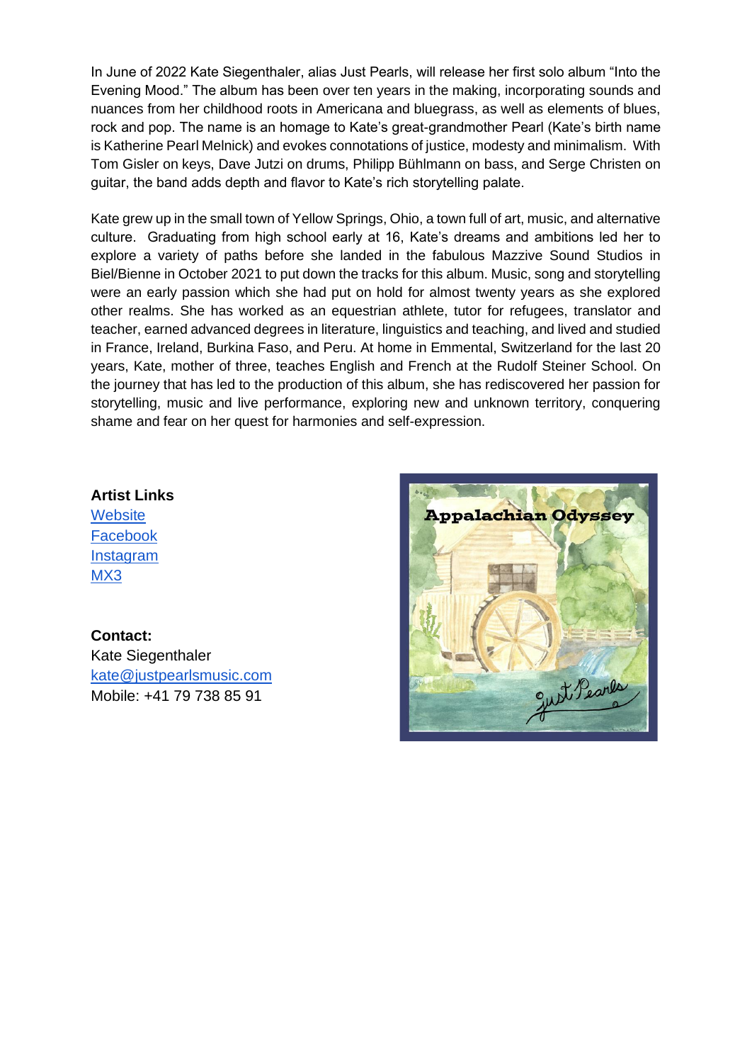In June of 2022 Kate Siegenthaler, alias Just Pearls, will release her first solo album "Into the Evening Mood." The album has been over ten years in the making, incorporating sounds and nuances from her childhood roots in Americana and bluegrass, as well as elements of blues, rock and pop. The name is an homage to Kate's great-grandmother Pearl (Kate's birth name is Katherine Pearl Melnick) and evokes connotations of justice, modesty and minimalism. With Tom Gisler on keys, Dave Jutzi on drums, Philipp Bühlmann on bass, and Serge Christen on guitar, the band adds depth and flavor to Kate's rich storytelling palate.

Kate grew up in the small town of Yellow Springs, Ohio, a town full of art, music, and alternative culture. Graduating from high school early at 16, Kate's dreams and ambitions led her to explore a variety of paths before she landed in the fabulous Mazzive Sound Studios in Biel/Bienne in October 2021 to put down the tracks for this album. Music, song and storytelling were an early passion which she had put on hold for almost twenty years as she explored other realms. She has worked as an equestrian athlete, tutor for refugees, translator and teacher, earned advanced degrees in literature, linguistics and teaching, and lived and studied in France, Ireland, Burkina Faso, and Peru. At home in Emmental, Switzerland for the last 20 years, Kate, mother of three, teaches English and French at the Rudolf Steiner School. On the journey that has led to the production of this album, she has rediscovered her passion for storytelling, music and live performance, exploring new and unknown territory, conquering shame and fear on her quest for harmonies and self-expression.

**Artist Links**

Website
Facebook
Instagram
MX3

**Contact:**

Kate Siegenthaler
kate@justpearlsmusic.com
Mobile: +41 79 738 85 91

Appalachian Odyssey

Just Pearls